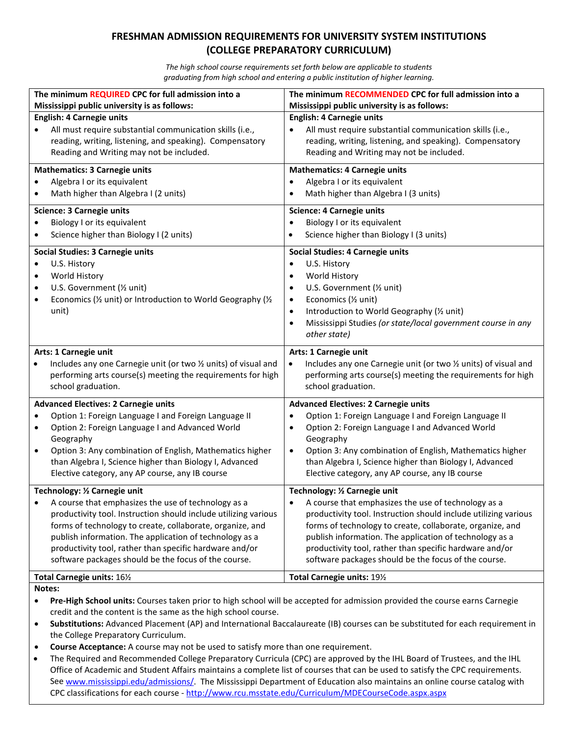# FRESHMAN ADMISSION REQUIREMENTS FOR UNIVERSITY SYSTEM INSTITUTIONS (COLLEGE PREPARATORY CURRICULUM)

*The high school course requirements set forth below are applicable to students graduating from high school and entering a public institution of higher learning.*

| **The minimum REQUIRED CPC for full admission into a Mississippi public university is as follows:** | **The minimum RECOMMENDED CPC for full admission into a Mississippi public university is as follows:** |
|---|---|
| **English: 4 Carnegie units**<br>• All must require substantial communication skills (i.e., reading, writing, listening, and speaking). Compensatory Reading and Writing may not be included. | **English: 4 Carnegie units**<br>• All must require substantial communication skills (i.e., reading, writing, listening, and speaking). Compensatory Reading and Writing may not be included. |
| **Mathematics: 3 Carnegie units**<br>• Algebra I or its equivalent<br>• Math higher than Algebra I (2 units) | **Mathematics: 4 Carnegie units**<br>• Algebra I or its equivalent<br>• Math higher than Algebra I (3 units) |
| **Science: 3 Carnegie units**<br>• Biology I or its equivalent<br>• Science higher than Biology I (2 units) | **Science: 4 Carnegie units**<br>• Biology I or its equivalent<br>• Science higher than Biology I (3 units) |
| **Social Studies: 3 Carnegie units**<br>• U.S. History<br>• World History<br>• U.S. Government (½ unit)<br>• Economics (½ unit) or Introduction to World Geography (½ unit) | **Social Studies: 4 Carnegie units**<br>• U.S. History<br>• World History<br>• U.S. Government (½ unit)<br>• Economics (½ unit)<br>• Introduction to World Geography (½ unit)<br>• Mississippi Studies *(or state/local government course in any other state)* |
| **Arts: 1 Carnegie unit**<br>• Includes any one Carnegie unit (or two ½ units) of visual and performing arts course(s) meeting the requirements for high school graduation. | **Arts: 1 Carnegie unit**<br>• Includes any one Carnegie unit (or two ½ units) of visual and performing arts course(s) meeting the requirements for high school graduation. |
| **Advanced Electives: 2 Carnegie units**<br>• Option 1: Foreign Language I and Foreign Language II<br>• Option 2: Foreign Language I and Advanced World Geography<br>• Option 3: Any combination of English, Mathematics higher than Algebra I, Science higher than Biology I, Advanced Elective category, any AP course, any IB course | **Advanced Electives: 2 Carnegie units**<br>• Option 1: Foreign Language I and Foreign Language II<br>• Option 2: Foreign Language I and Advanced World Geography<br>• Option 3: Any combination of English, Mathematics higher than Algebra I, Science higher than Biology I, Advanced Elective category, any AP course, any IB course |
| **Technology: ½ Carnegie unit**<br>• A course that emphasizes the use of technology as a productivity tool. Instruction should include utilizing various forms of technology to create, collaborate, organize, and publish information. The application of technology as a productivity tool, rather than specific hardware and/or software packages should be the focus of the course. | **Technology: ½ Carnegie unit**<br>• A course that emphasizes the use of technology as a productivity tool. Instruction should include utilizing various forms of technology to create, collaborate, organize, and publish information. The application of technology as a productivity tool, rather than specific hardware and/or software packages should be the focus of the course. |
| **Total Carnegie units:** 16½ | **Total Carnegie units:** 19½ |

**Notes:**

- **Pre-High School units:** Courses taken prior to high school will be accepted for admission provided the course earns Carnegie credit and the content is the same as the high school course.
- **Substitutions:** Advanced Placement (AP) and International Baccalaureate (IB) courses can be substituted for each requirement in the College Preparatory Curriculum.
- **Course Acceptance:** A course may not be used to satisfy more than one requirement.
- The Required and Recommended College Preparatory Curricula (CPC) are approved by the IHL Board of Trustees, and the IHL Office of Academic and Student Affairs maintains a complete list of courses that can be used to satisfy the CPC requirements. See www.mississippi.edu/admissions/. The Mississippi Department of Education also maintains an online course catalog with CPC classifications for each course - http://www.rcu.msstate.edu/Curriculum/MDECourseCode.aspx.aspx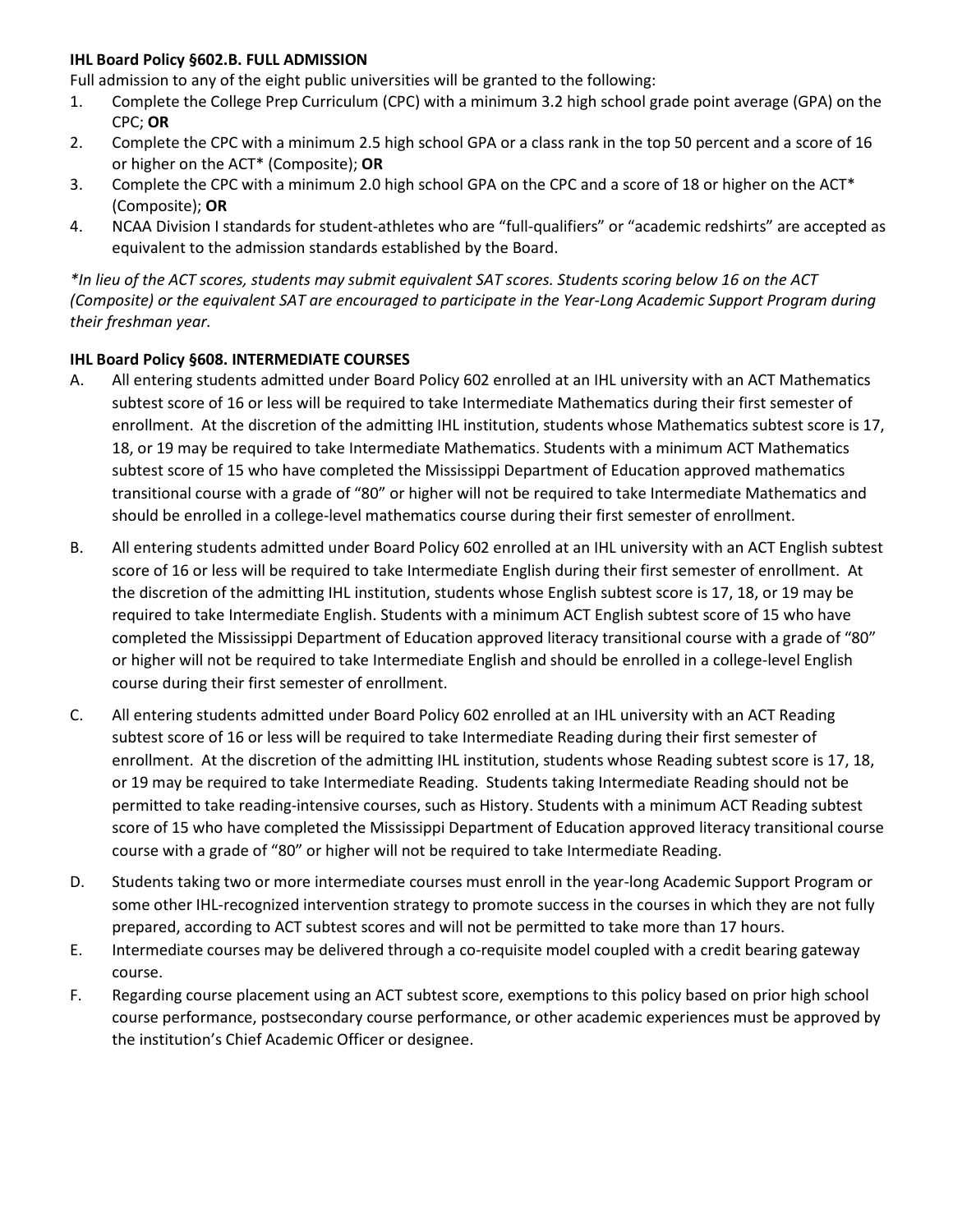**IHL Board Policy §602.B. FULL ADMISSION**

Full admission to any of the eight public universities will be granted to the following:

1. Complete the College Prep Curriculum (CPC) with a minimum 3.2 high school grade point average (GPA) on the CPC; **OR**
2. Complete the CPC with a minimum 2.5 high school GPA or a class rank in the top 50 percent and a score of 16 or higher on the ACT* (Composite); **OR**
3. Complete the CPC with a minimum 2.0 high school GPA on the CPC and a score of 18 or higher on the ACT* (Composite); **OR**
4. NCAA Division I standards for student-athletes who are "full-qualifiers" or "academic redshirts" are accepted as equivalent to the admission standards established by the Board.

*\*In lieu of the ACT scores, students may submit equivalent SAT scores. Students scoring below 16 on the ACT (Composite) or the equivalent SAT are encouraged to participate in the Year-Long Academic Support Program during their freshman year.*

**IHL Board Policy §608. INTERMEDIATE COURSES**

A. All entering students admitted under Board Policy 602 enrolled at an IHL university with an ACT Mathematics subtest score of 16 or less will be required to take Intermediate Mathematics during their first semester of enrollment. At the discretion of the admitting IHL institution, students whose Mathematics subtest score is 17, 18, or 19 may be required to take Intermediate Mathematics. Students with a minimum ACT Mathematics subtest score of 15 who have completed the Mississippi Department of Education approved mathematics transitional course with a grade of "80" or higher will not be required to take Intermediate Mathematics and should be enrolled in a college-level mathematics course during their first semester of enrollment.

B. All entering students admitted under Board Policy 602 enrolled at an IHL university with an ACT English subtest score of 16 or less will be required to take Intermediate English during their first semester of enrollment. At the discretion of the admitting IHL institution, students whose English subtest score is 17, 18, or 19 may be required to take Intermediate English. Students with a minimum ACT English subtest score of 15 who have completed the Mississippi Department of Education approved literacy transitional course with a grade of "80" or higher will not be required to take Intermediate English and should be enrolled in a college-level English course during their first semester of enrollment.

C. All entering students admitted under Board Policy 602 enrolled at an IHL university with an ACT Reading subtest score of 16 or less will be required to take Intermediate Reading during their first semester of enrollment. At the discretion of the admitting IHL institution, students whose Reading subtest score is 17, 18, or 19 may be required to take Intermediate Reading. Students taking Intermediate Reading should not be permitted to take reading-intensive courses, such as History. Students with a minimum ACT Reading subtest score of 15 who have completed the Mississippi Department of Education approved literacy transitional course course with a grade of "80" or higher will not be required to take Intermediate Reading.

D. Students taking two or more intermediate courses must enroll in the year-long Academic Support Program or some other IHL-recognized intervention strategy to promote success in the courses in which they are not fully prepared, according to ACT subtest scores and will not be permitted to take more than 17 hours.

E. Intermediate courses may be delivered through a co-requisite model coupled with a credit bearing gateway course.

F. Regarding course placement using an ACT subtest score, exemptions to this policy based on prior high school course performance, postsecondary course performance, or other academic experiences must be approved by the institution's Chief Academic Officer or designee.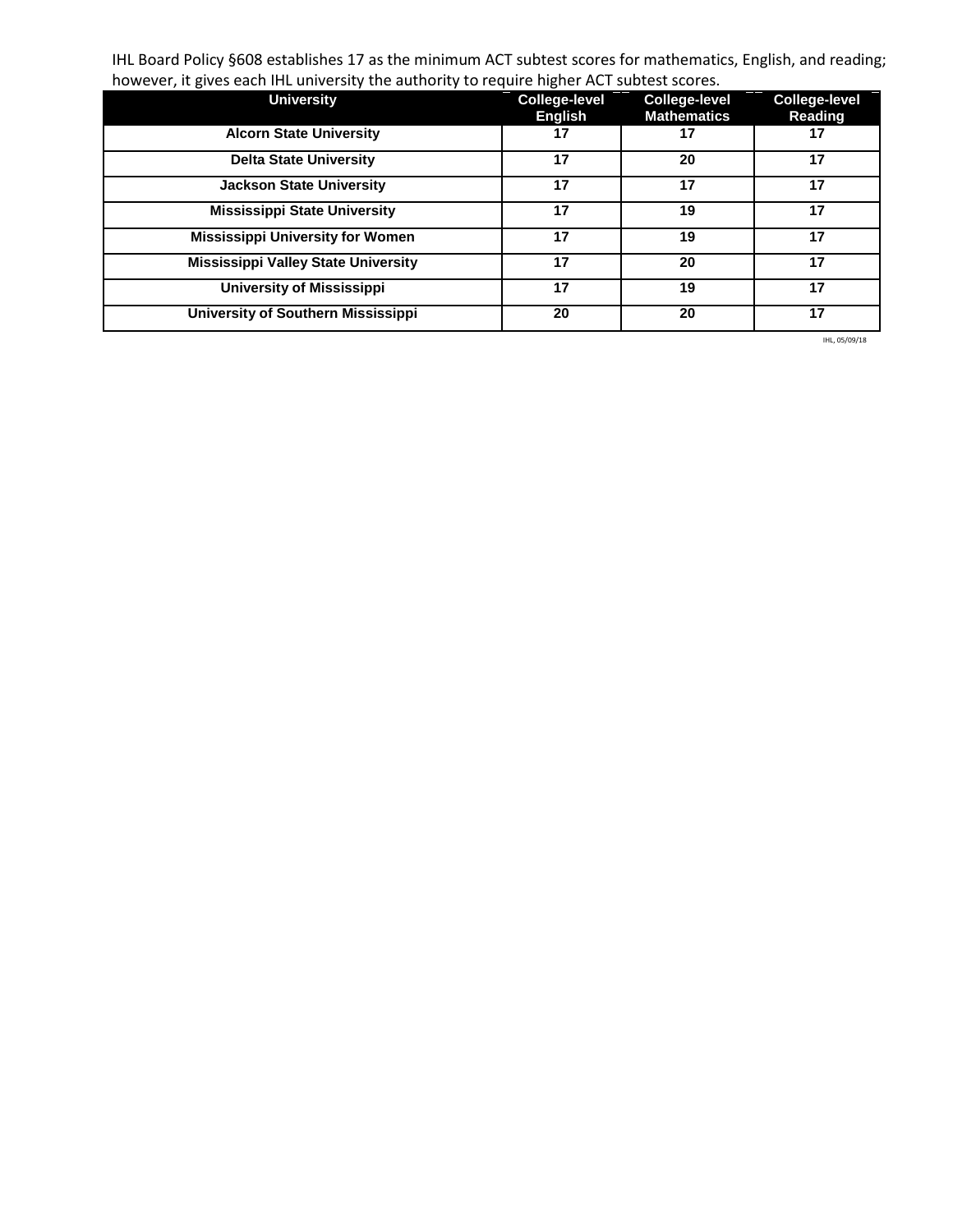IHL Board Policy §608 establishes 17 as the minimum ACT subtest scores for mathematics, English, and reading; however, it gives each IHL university the authority to require higher ACT subtest scores.

| University | College-level English | College-level Mathematics | College-level Reading |
|---|---|---|---|
| Alcorn State University | 17 | 17 | 17 |
| Delta State University | 17 | 20 | 17 |
| Jackson State University | 17 | 17 | 17 |
| Mississippi State University | 17 | 19 | 17 |
| Mississippi University for Women | 17 | 19 | 17 |
| Mississippi Valley State University | 17 | 20 | 17 |
| University of Mississippi | 17 | 19 | 17 |
| University of Southern Mississippi | 20 | 20 | 17 |

IHL, 05/09/18